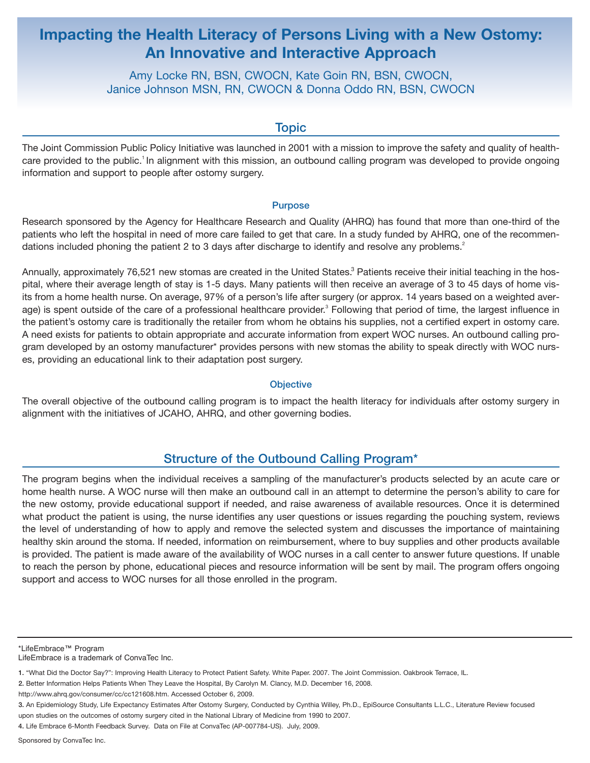# Impacting the Health Literacy of Persons Living with a New Ostomy: An Innovative and Interactive Approach

Amy Locke RN, BSN, CWOCN, Kate Goin RN, BSN, CWOCN, Janice Johnson MSN, RN, CWOCN & Donna Oddo RN, BSN, CWOCN

## Topic

The Joint Commission Public Policy Initiative was launched in 2001 with a mission to improve the safety and quality of healthcare provided to the public.[1] In alignment with this mission, an outbound calling program was developed to provide ongoing information and support to people after ostomy surgery.

### Purpose

Research sponsored by the Agency for Healthcare Research and Quality (AHRQ) has found that more than one-third of the patients who left the hospital in need of more care failed to get that care. In a study funded by AHRQ, one of the recommendations included phoning the patient 2 to 3 days after discharge to identify and resolve any problems.[2]

Annually, approximately 76,521 new stomas are created in the United States.[3] Patients receive their initial teaching in the hospital, where their average length of stay is 1-5 days. Many patients will then receive an average of 3 to 45 days of home visits from a home health nurse. On average, 97% of a person's life after surgery (or approx. 14 years based on a weighted average) is spent outside of the care of a professional healthcare provider.[3] Following that period of time, the largest influence in the patient's ostomy care is traditionally the retailer from whom he obtains his supplies, not a certified expert in ostomy care. A need exists for patients to obtain appropriate and accurate information from expert WOC nurses. An outbound calling program developed by an ostomy manufacturer* provides persons with new stomas the ability to speak directly with WOC nurses, providing an educational link to their adaptation post surgery.

### Objective

The overall objective of the outbound calling program is to impact the health literacy for individuals after ostomy surgery in alignment with the initiatives of JCAHO, AHRQ, and other governing bodies.

## Structure of the Outbound Calling Program*

The program begins when the individual receives a sampling of the manufacturer's products selected by an acute care or home health nurse. A WOC nurse will then make an outbound call in an attempt to determine the person's ability to care for the new ostomy, provide educational support if needed, and raise awareness of available resources. Once it is determined what product the patient is using, the nurse identifies any user questions or issues regarding the pouching system, reviews the level of understanding of how to apply and remove the selected system and discusses the importance of maintaining healthy skin around the stoma. If needed, information on reimbursement, where to buy supplies and other products available is provided. The patient is made aware of the availability of WOC nurses in a call center to answer future questions. If unable to reach the person by phone, educational pieces and resource information will be sent by mail. The program offers ongoing support and access to WOC nurses for all those enrolled in the program.

---

*LifeEmbrace™ Program
LifeEmbrace is a trademark of ConvaTec Inc.

1. "What Did the Doctor Say?": Improving Health Literacy to Protect Patient Safety. White Paper. 2007. The Joint Commission. Oakbrook Terrace, IL.
2. Better Information Helps Patients When They Leave the Hospital, By Carolyn M. Clancy, M.D. December 16, 2008. http://www.ahrq.gov/consumer/cc/cc121608.htm. Accessed October 6, 2009.
3. An Epidemiology Study, Life Expectancy Estimates After Ostomy Surgery, Conducted by Cynthia Willey, Ph.D., EpiSource Consultants L.L.C., Literature Review focused upon studies on the outcomes of ostomy surgery cited in the National Library of Medicine from 1990 to 2007.
4. Life Embrace 6-Month Feedback Survey. Data on File at ConvaTec (AP-007784-US). July, 2009.

Sponsored by ConvaTec Inc.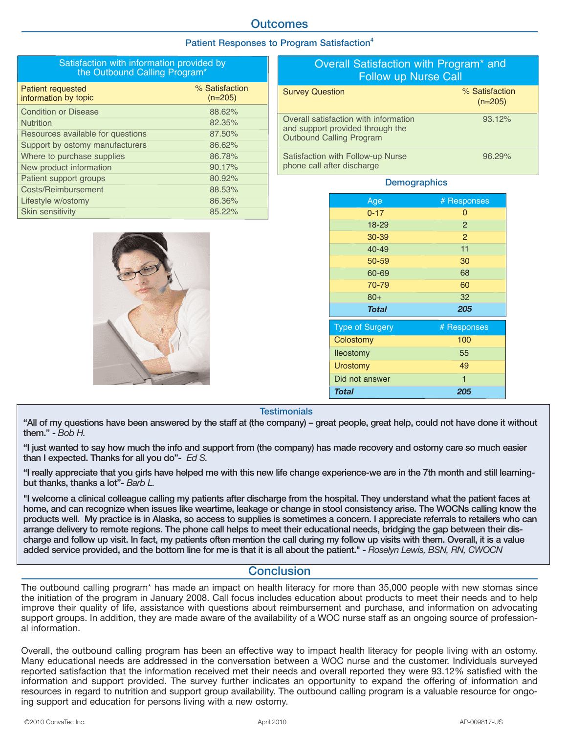## Outcomes

### Patient Responses to Program Satisfaction[4]

| Satisfaction with information provided by the Outbound Calling Program* | |
|---|---|
| Patient requested information by topic | % Satisfaction (n=205) |
| Condition or Disease | 88.62% |
| Nutrition | 82.35% |
| Resources available for questions | 87.50% |
| Support by ostomy manufacturers | 86.62% |
| Where to purchase supplies | 86.78% |
| New product information | 90.17% |
| Patient support groups | 80.92% |
| Costs/Reimbursement | 88.53% |
| Lifestyle w/ostomy | 86.36% |
| Skin sensitivity | 85.22% |

| Overall Satisfaction with Program* and Follow up Nurse Call | |
|---|---|
| Survey Question | % Satisfaction (n=205) |
| Overall satisfaction with information and support provided through the Outbound Calling Program | 93.12% |
| Satisfaction with Follow-up Nurse phone call after discharge | 96.29% |

### Demographics

| Age | # Responses |
|---|---|
| 0-17 | 0 |
| 18-29 | 2 |
| 30-39 | 2 |
| 40-49 | 11 |
| 50-59 | 30 |
| 60-69 | 68 |
| 70-79 | 60 |
| 80+ | 32 |
| ***Total*** | ***205*** |

| Type of Surgery | # Responses |
|---|---|
| Colostomy | 100 |
| Ileostomy | 55 |
| Urostomy | 49 |
| Did not answer | 1 |
| ***Total*** | ***205*** |

### Testimonials

**"All of my questions have been answered by the staff at (the company) – great people, great help, could not have done it without them." -** *Bob H.*

**"I just wanted to say how much the info and support from (the company) has made recovery and ostomy care so much easier than I expected. Thanks for all you do"-** *Ed S.*

**"I really appreciate that you girls have helped me with this new life change experience-we are in the 7th month and still learning-but thanks, thanks a lot"-** *Barb L.*

**"I welcome a clinical colleague calling my patients after discharge from the hospital. They understand what the patient faces at home, and can recognize when issues like weartime, leakage or change in stool consistency arise. The WOCNs calling know the products well. My practice is in Alaska, so access to supplies is sometimes a concern. I appreciate referrals to retailers who can arrange delivery to remote regions. The phone call helps to meet their educational needs, bridging the gap between their discharge and follow up visit. In fact, my patients often mention the call during my follow up visits with them. Overall, it is a value added service provided, and the bottom line for me is that it is all about the patient." -** *Roselyn Lewis, BSN, RN, CWOCN*

## Conclusion

The outbound calling program* has made an impact on health literacy for more than 35,000 people with new stomas since the initiation of the program in January 2008. Call focus includes education about products to meet their needs and to help improve their quality of life, assistance with questions about reimbursement and purchase, and information on advocating support groups. In addition, they are made aware of the availability of a WOC nurse staff as an ongoing source of professional information.

Overall, the outbound calling program has been an effective way to impact health literacy for people living with an ostomy. Many educational needs are addressed in the conversation between a WOC nurse and the customer. Individuals surveyed reported satisfaction that the information received met their needs and overall reported they were 93.12% satisfied with the information and support provided. The survey further indicates an opportunity to expand the offering of information and resources in regard to nutrition and support group availability. The outbound calling program is a valuable resource for ongoing support and education for persons living with a new ostomy.

©2010 ConvaTec Inc. April 2010 AP-009817-US